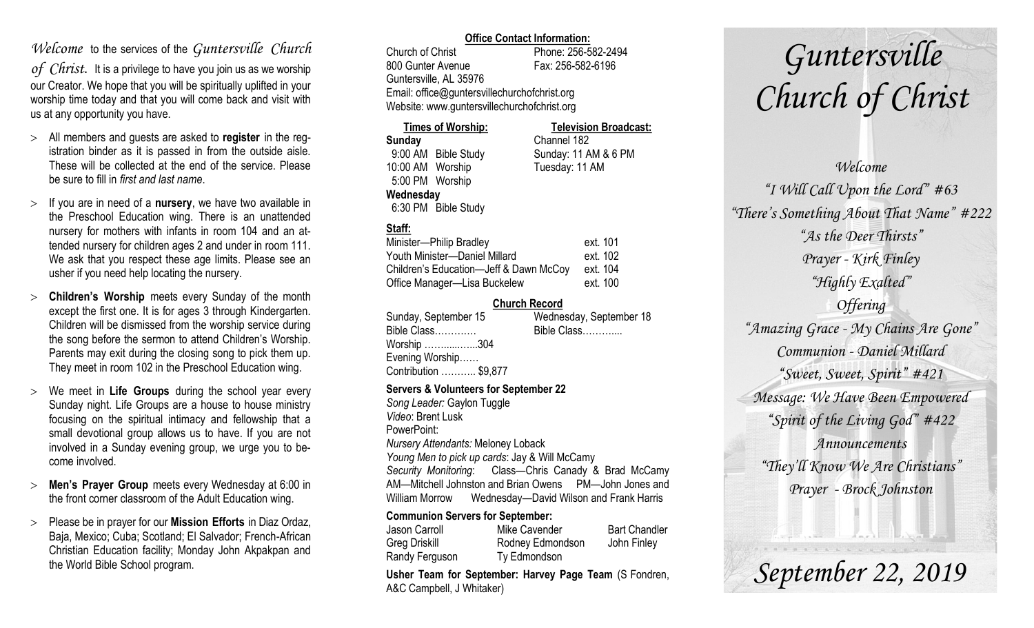*Welcome* to the services of the *Guntersville Church of Christ*. It is a privilege to have you join us as we worship our Creator. We hope that you will be spiritually uplifted in your worship time today and that you will come back and visit with us at any opportunity you have.

- All members and guests are asked to **register** in the registration binder as it is passed in from the outside aisle. These will be collected at the end of the service. Please be sure to fill in *first and last name*.
- If you are in need of a **nursery**, we have two available in the Preschool Education wing. There is an unattended nursery for mothers with infants in room 104 and an attended nursery for children ages 2 and under in room 111. We ask that you respect these age limits. Please see an usher if you need help locating the nursery.
- **Children's Worship** meets every Sunday of the month except the first one. It is for ages 3 through Kindergarten. Children will be dismissed from the worship service during the song before the sermon to attend Children's Worship. Parents may exit during the closing song to pick them up. They meet in room 102 in the Preschool Education wing.
- We meet in **Life Groups** during the school year every Sunday night. Life Groups are a house to house ministry focusing on the spiritual intimacy and fellowship that a small devotional group allows us to have. If you are not involved in a Sunday evening group, we urge you to become involved.
- **Men's Prayer Group** meets every Wednesday at 6:00 in the front corner classroom of the Adult Education wing.
- Please be in prayer for our **Mission Efforts** in Diaz Ordaz, Baja, Mexico; Cuba; Scotland; El Salvador; French-African Christian Education facility; Monday John Akpakpan and the World Bible School program.

**Office Contact Information:**

Church of Christ
800 Gunter Avenue
Guntersville, AL 35976
Phone: 256-582-2494
Fax: 256-582-6196
Email: office@guntersvillechurchofchrist.org
Website: www.guntersvillechurchofchrist.org

**Times of Worship:**

**Sunday**
9:00 AM Bible Study
10:00 AM Worship
5:00 PM Worship

**Wednesday**
6:30 PM Bible Study

**Television Broadcast:**

Channel 182
Sunday: 11 AM & 6 PM
Tuesday: 11 AM

**Staff:**

| | |
|---|---|
| Minister—Philip Bradley | ext. 101 |
| Youth Minister—Daniel Millard | ext. 102 |
| Children's Education—Jeff & Dawn McCoy | ext. 104 |
| Office Manager—Lisa Buckelew | ext. 100 |

**Church Record**

| Sunday, September 15 | Wednesday, September 18 |
|---|---|
| Bible Class………… | Bible Class……….. |
| Worship ……...…...304 | |
| Evening Worship…… | |
| Contribution ……….. $9,877 | |

**Servers & Volunteers for September 22**

*Song Leader:* Gaylon Tuggle
*Video*: Brent Lusk
PowerPoint:
*Nursery Attendants:* Meloney Loback
*Young Men to pick up cards*: Jay & Will McCamy
*Security Monitoring*: Class—Chris Canady & Brad McCamy AM—Mitchell Johnston and Brian Owens PM—John Jones and William Morrow Wednesday—David Wilson and Frank Harris

**Communion Servers for September:**

| | | |
|---|---|---|
| Jason Carroll | Mike Cavender | Bart Chandler |
| Greg Driskill | Rodney Edmondson | John Finley |
| Randy Ferguson | Ty Edmondson | |

**Usher Team for September: Harvey Page Team** (S Fondren, A&C Campbell, J Whitaker)

# *Guntersville Church of Christ*

*Welcome*
*"I Will Call Upon the Lord" #63*
*"There's Something About That Name" #222*
*"As the Deer Thirsts"*
*Prayer - Kirk Finley*
*"Highly Exalted"*
*Offering*
*"Amazing Grace - My Chains Are Gone"*
*Communion - Daniel Millard*
*"Sweet, Sweet, Spirit" #421*
*Message: We Have Been Empowered*
*"Spirit of the Living God" #422*
*Announcements*
*"They'll Know We Are Christians"*
*Prayer - Brock Johnston*

## *September 22, 2019*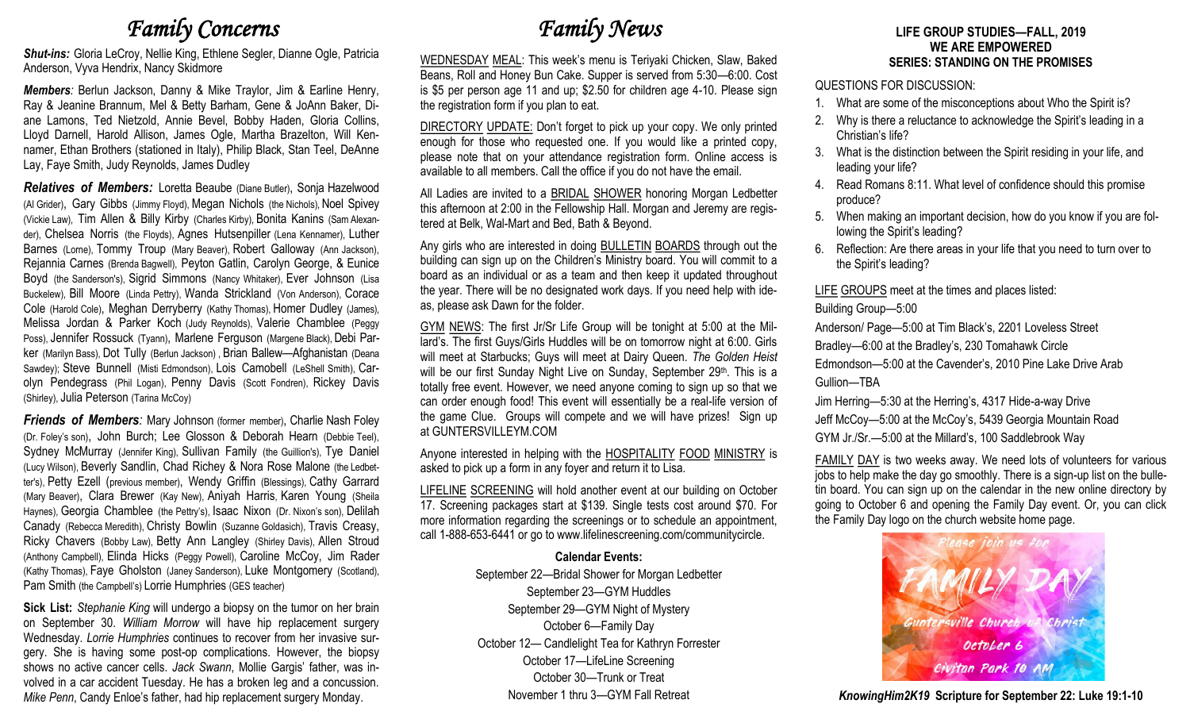# Family Concerns

***Shut-ins:*** Gloria LeCroy, Nellie King, Ethlene Segler, Dianne Ogle, Patricia Anderson, Vyva Hendrix, Nancy Skidmore

***Members:*** Berlun Jackson, Danny & Mike Traylor, Jim & Earline Henry, Ray & Jeanine Brannum, Mel & Betty Barham, Gene & JoAnn Baker, Diane Lamons, Ted Nietzold, Annie Bevel, Bobby Haden, Gloria Collins, Lloyd Darnell, Harold Allison, James Ogle, Martha Brazelton, Will Kennamer, Ethan Brothers (stationed in Italy), Philip Black, Stan Teel, DeAnne Lay, Faye Smith, Judy Reynolds, James Dudley

***Relatives of Members:*** Loretta Beaube (Diane Butler), Sonja Hazelwood (Al Grider), Gary Gibbs (Jimmy Floyd), Megan Nichols (the Nichols), Noel Spivey (Vickie Law), Tim Allen & Billy Kirby (Charles Kirby), Bonita Kanins (Sam Alexander), Chelsea Norris (the Floyds), Agnes Hutsenpiller (Lena Kennamer), Luther Barnes (Lorne), Tommy Troup (Mary Beaver), Robert Galloway (Ann Jackson), Rejannia Carnes (Brenda Bagwell), Peyton Gatlin, Carolyn George, & Eunice Boyd (the Sanderson's), Sigrid Simmons (Nancy Whitaker), Ever Johnson (Lisa Buckelew), Bill Moore (Linda Pettry), Wanda Strickland (Von Anderson), Corace Cole (Harold Cole), Meghan Derryberry (Kathy Thomas), Homer Dudley (James), Melissa Jordan & Parker Koch (Judy Reynolds), Valerie Chamblee (Peggy Poss), Jennifer Rossuck (Tyann), Marlene Ferguson (Margene Black), Debi Parker (Marilyn Bass), Dot Tully (Berlun Jackson) , Brian Ballew—Afghanistan (Deana Sawdey); Steve Bunnell (Misti Edmondson), Lois Camobell (LeShell Smith), Carolyn Pendegrass (Phil Logan), Penny Davis (Scott Fondren), Rickey Davis (Shirley), Julia Peterson (Tarina McCoy)

***Friends of Members:*** Mary Johnson (former member), Charlie Nash Foley (Dr. Foley's son), John Burch; Lee Glosson & Deborah Hearn (Debbie Teel), Sydney McMurray (Jennifer King), Sullivan Family (the Guillion's), Tye Daniel (Lucy Wilson), Beverly Sandlin, Chad Richey & Nora Rose Malone (the Ledbetter's), Petty Ezell (previous member), Wendy Griffin (Blessings), Cathy Garrard (Mary Beaver), Clara Brewer (Kay New), Aniyah Harris, Karen Young (Sheila Haynes), Georgia Chamblee (the Pettry's), Isaac Nixon (Dr. Nixon's son), Delilah Canady (Rebecca Meredith), Christy Bowlin (Suzanne Goldasich), Travis Creasy, Ricky Chavers (Bobby Law), Betty Ann Langley (Shirley Davis), Allen Stroud (Anthony Campbell), Elinda Hicks (Peggy Powell), Caroline McCoy, Jim Rader (Kathy Thomas), Faye Gholston (Janey Sanderson), Luke Montgomery (Scotland), Pam Smith (the Campbell's) Lorrie Humphries (GES teacher)

**Sick List:** *Stephanie King* will undergo a biopsy on the tumor on her brain on September 30. *William Morrow* will have hip replacement surgery Wednesday. *Lorrie Humphries* continues to recover from her invasive surgery. She is having some post-op complications. However, the biopsy shows no active cancer cells. *Jack Swann*, Mollie Gargis' father, was involved in a car accident Tuesday. He has a broken leg and a concussion. *Mike Penn*, Candy Enloe's father, had hip replacement surgery Monday.

# Family News

WEDNESDAY MEAL: This week's menu is Teriyaki Chicken, Slaw, Baked Beans, Roll and Honey Bun Cake. Supper is served from 5:30—6:00. Cost is $5 per person age 11 and up; $2.50 for children age 4-10. Please sign the registration form if you plan to eat.

DIRECTORY UPDATE: Don't forget to pick up your copy. We only printed enough for those who requested one. If you would like a printed copy, please note that on your attendance registration form. Online access is available to all members. Call the office if you do not have the email.

All Ladies are invited to a BRIDAL SHOWER honoring Morgan Ledbetter this afternoon at 2:00 in the Fellowship Hall. Morgan and Jeremy are registered at Belk, Wal-Mart and Bed, Bath & Beyond.

Any girls who are interested in doing BULLETIN BOARDS through out the building can sign up on the Children's Ministry board. You will commit to a board as an individual or as a team and then keep it updated throughout the year. There will be no designated work days. If you need help with ideas, please ask Dawn for the folder.

GYM NEWS: The first Jr/Sr Life Group will be tonight at 5:00 at the Millard's. The first Guys/Girls Huddles will be on tomorrow night at 6:00. Girls will meet at Starbucks; Guys will meet at Dairy Queen. *The Golden Heist* will be our first Sunday Night Live on Sunday, September 29th. This is a totally free event. However, we need anyone coming to sign up so that we can order enough food! This event will essentially be a real-life version of the game Clue. Groups will compete and we will have prizes! Sign up at GUNTERSVILLEYM.COM

Anyone interested in helping with the HOSPITALITY FOOD MINISTRY is asked to pick up a form in any foyer and return it to Lisa.

LIFELINE SCREENING will hold another event at our building on October 17. Screening packages start at $139. Single tests cost around $70. For more information regarding the screenings or to schedule an appointment, call 1-888-653-6441 or go to www.lifelinescreening.com/communitycircle.

**Calendar Events:**

September 22—Bridal Shower for Morgan Ledbetter
September 23—GYM Huddles
September 29—GYM Night of Mystery
October 6—Family Day
October 12— Candlelight Tea for Kathryn Forrester
October 17—LifeLine Screening
October 30—Trunk or Treat
November 1 thru 3—GYM Fall Retreat

### LIFE GROUP STUDIES—FALL, 2019
### WE ARE EMPOWERED
### SERIES: STANDING ON THE PROMISES

QUESTIONS FOR DISCUSSION:

1. What are some of the misconceptions about Who the Spirit is?
2. Why is there a reluctance to acknowledge the Spirit's leading in a Christian's life?
3. What is the distinction between the Spirit residing in your life, and leading your life?
4. Read Romans 8:11. What level of confidence should this promise produce?
5. When making an important decision, how do you know if you are following the Spirit's leading?
6. Reflection: Are there areas in your life that you need to turn over to the Spirit's leading?

LIFE GROUPS meet at the times and places listed:

Building Group—5:00
Anderson/ Page—5:00 at Tim Black's, 2201 Loveless Street
Bradley—6:00 at the Bradley's, 230 Tomahawk Circle
Edmondson—5:00 at the Cavender's, 2010 Pine Lake Drive Arab
Gullion—TBA
Jim Herring—5:30 at the Herring's, 4317 Hide-a-way Drive
Jeff McCoy—5:00 at the McCoy's, 5439 Georgia Mountain Road
GYM Jr./Sr.—5:00 at the Millard's, 100 Saddlebrook Way

FAMILY DAY is two weeks away. We need lots of volunteers for various jobs to help make the day go smoothly. There is a sign-up list on the bulletin board. You can sign up on the calendar in the new online directory by going to October 6 and opening the Family Day event. Or, you can click the Family Day logo on the church website home page.

Please join us for
FAMILY DAY
Guntersville Church of Christ
October 6
Civitan Park 10 AM

***KnowingHim2K19* Scripture for September 22: Luke 19:1-10**